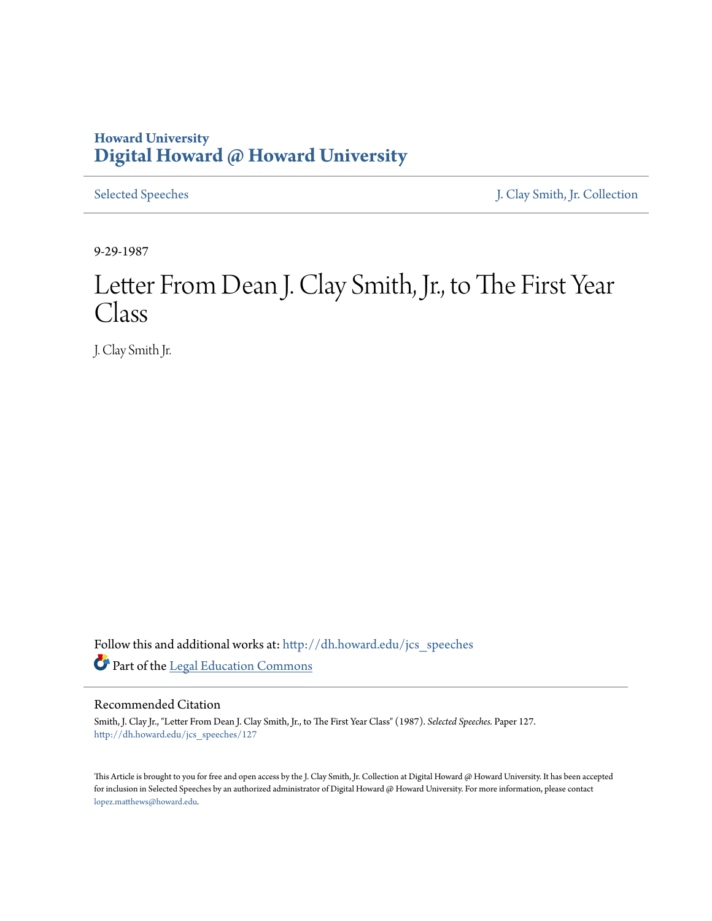Howard University
# Digital Howard @ Howard University

Selected Speeches | J. Clay Smith, Jr. Collection

9-29-1987

# Letter From Dean J. Clay Smith, Jr., to The First Year Class

J. Clay Smith Jr.

Follow this and additional works at: http://dh.howard.edu/jcs_speeches

Part of the Legal Education Commons

## Recommended Citation

Smith, J. Clay Jr., "Letter From Dean J. Clay Smith, Jr., to The First Year Class" (1987). *Selected Speeches.* Paper 127.
http://dh.howard.edu/jcs_speeches/127

This Article is brought to you for free and open access by the J. Clay Smith, Jr. Collection at Digital Howard @ Howard University. It has been accepted for inclusion in Selected Speeches by an authorized administrator of Digital Howard @ Howard University. For more information, please contact lopez.matthews@howard.edu.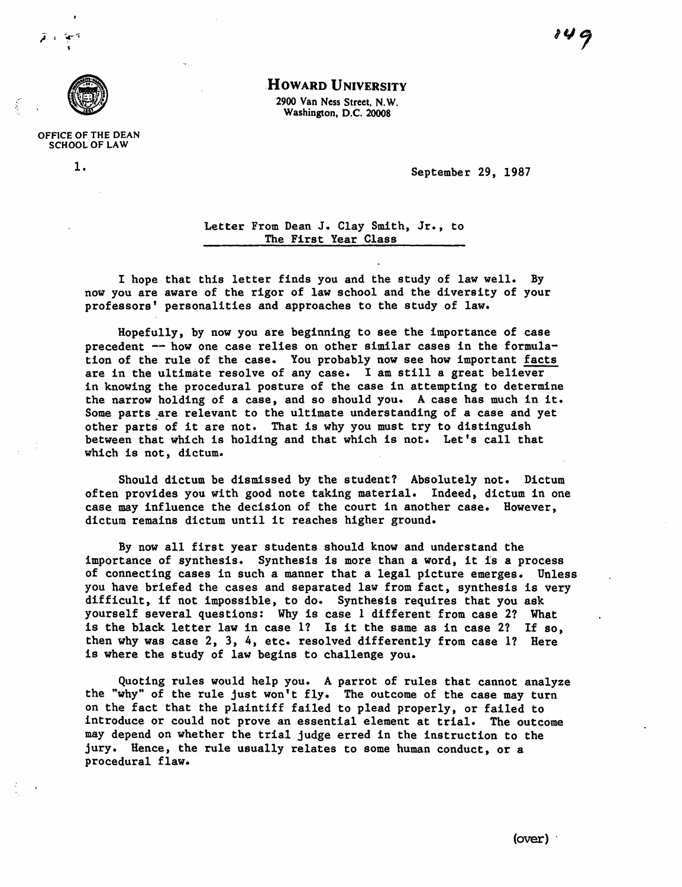**HOWARD UNIVERSITY**

2900 Van Ness Street, N.W.
Washington, D.C. 20008

OFFICE OF THE DEAN
SCHOOL OF LAW

1.

September 29, 1987

Letter From Dean J. Clay Smith, Jr., to
The First Year Class

I hope that this letter finds you and the study of law well. By now you are aware of the rigor of law school and the diversity of your professors' personalities and approaches to the study of law.

Hopefully, by now you are beginning to see the importance of case precedent -- how one case relies on other similar cases in the formulation of the rule of the case. You probably now see how important facts are in the ultimate resolve of any case. I am still a great believer in knowing the procedural posture of the case in attempting to determine the narrow holding of a case, and so should you. A case has much in it. Some parts are relevant to the ultimate understanding of a case and yet other parts of it are not. That is why you must try to distinguish between that which is holding and that which is not. Let's call that which is not, dictum.

Should dictum be dismissed by the student? Absolutely not. Dictum often provides you with good note taking material. Indeed, dictum in one case may influence the decision of the court in another case. However, dictum remains dictum until it reaches higher ground.

By now all first year students should know and understand the importance of synthesis. Synthesis is more than a word, it is a process of connecting cases in such a manner that a legal picture emerges. Unless you have briefed the cases and separated law from fact, synthesis is very difficult, if not impossible, to do. Synthesis requires that you ask yourself several questions: Why is case 1 different from case 2? What is the black letter law in case 1? Is it the same as in case 2? If so, then why was case 2, 3, 4, etc. resolved differently from case 1? Here is where the study of law begins to challenge you.

Quoting rules would help you. A parrot of rules that cannot analyze the "why" of the rule just won't fly. The outcome of the case may turn on the fact that the plaintiff failed to plead properly, or failed to introduce or could not prove an essential element at trial. The outcome may depend on whether the trial judge erred in the instruction to the jury. Hence, the rule usually relates to some human conduct, or a procedural flaw.

(over)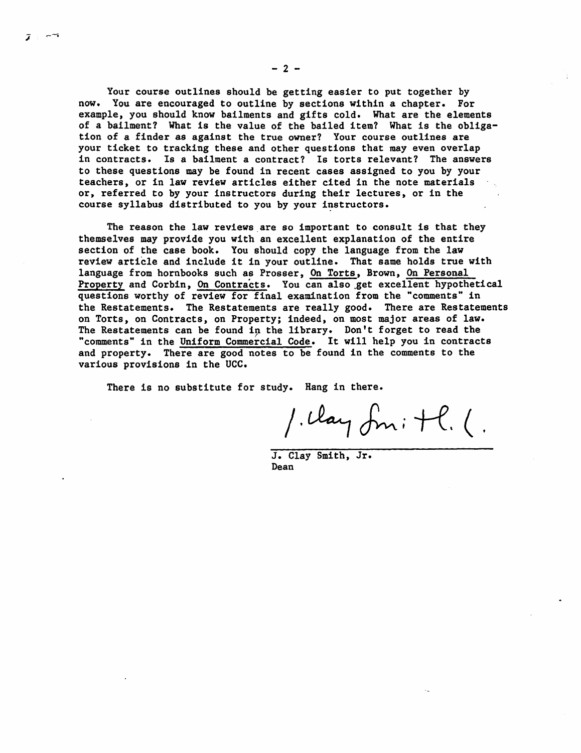Your course outlines should be getting easier to put together by now. You are encouraged to outline by sections within a chapter. For example, you should know bailments and gifts cold. What are the elements of a bailment? What is the value of the bailed item? What is the obligation of a finder as against the true owner? Your course outlines are your ticket to tracking these and other questions that may even overlap in contracts. Is a bailment a contract? Is torts relevant? The answers to these questions may be found in recent cases assigned to you by your teachers, or in law review articles either cited in the note materials or, referred to by your instructors during their lectures, or in the course syllabus distributed to you by your instructors.

The reason the law reviews are so important to consult is that they themselves may provide you with an excellent explanation of the entire section of the case book. You should copy the language from the law review article and include it in your outline. That same holds true with language from hornbooks such as Prosser, On Torts, Brown, On Personal Property and Corbin, On Contracts. You can also get excellent hypothetical questions worthy of review for final examination from the "comments" in the Restatements. The Restatements are really good. There are Restatements on Torts, on Contracts, on Property; indeed, on most major areas of law. The Restatements can be found in the library. Don't forget to read the "comments" in the Uniform Commercial Code. It will help you in contracts and property. There are good notes to be found in the comments to the various provisions in the UCC.

There is no substitute for study. Hang in there.

J. Clay Smith, Jr.

J. Clay Smith, Jr.
Dean